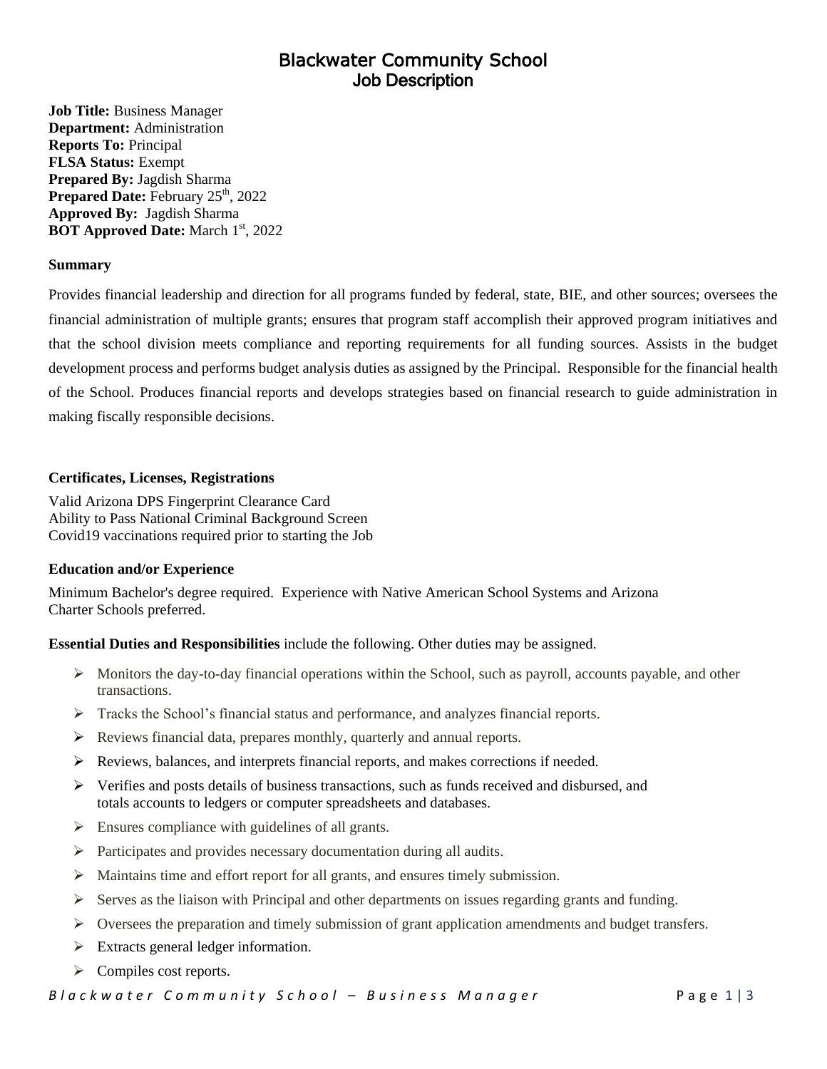# Blackwater Community School
## Job Description

**Job Title:** Business Manager
**Department:** Administration
**Reports To:** Principal
**FLSA Status:** Exempt
**Prepared By:** Jagdish Sharma
**Prepared Date:** February 25th, 2022
**Approved By:** Jagdish Sharma
**BOT Approved Date:** March 1st, 2022

**Summary**

Provides financial leadership and direction for all programs funded by federal, state, BIE, and other sources; oversees the financial administration of multiple grants; ensures that program staff accomplish their approved program initiatives and that the school division meets compliance and reporting requirements for all funding sources. Assists in the budget development process and performs budget analysis duties as assigned by the Principal. Responsible for the financial health of the School. Produces financial reports and develops strategies based on financial research to guide administration in making fiscally responsible decisions.

**Certificates, Licenses, Registrations**

Valid Arizona DPS Fingerprint Clearance Card
Ability to Pass National Criminal Background Screen
Covid19 vaccinations required prior to starting the Job

**Education and/or Experience**

Minimum Bachelor's degree required. Experience with Native American School Systems and Arizona Charter Schools preferred.

**Essential Duties and Responsibilities** include the following. Other duties may be assigned.

- Monitors the day-to-day financial operations within the School, such as payroll, accounts payable, and other transactions.
- Tracks the School's financial status and performance, and analyzes financial reports.
- Reviews financial data, prepares monthly, quarterly and annual reports.
- Reviews, balances, and interprets financial reports, and makes corrections if needed.
- Verifies and posts details of business transactions, such as funds received and disbursed, and totals accounts to ledgers or computer spreadsheets and databases.
- Ensures compliance with guidelines of all grants.
- Participates and provides necessary documentation during all audits.
- Maintains time and effort report for all grants, and ensures timely submission.
- Serves as the liaison with Principal and other departments on issues regarding grants and funding.
- Oversees the preparation and timely submission of grant application amendments and budget transfers.
- Extracts general ledger information.
- Compiles cost reports.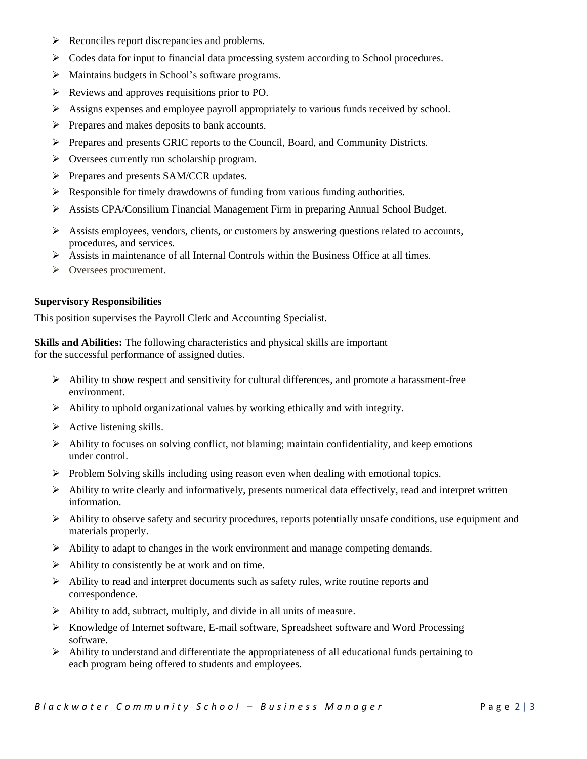- Reconciles report discrepancies and problems.
- Codes data for input to financial data processing system according to School procedures.
- Maintains budgets in School's software programs.
- Reviews and approves requisitions prior to PO.
- Assigns expenses and employee payroll appropriately to various funds received by school.
- Prepares and makes deposits to bank accounts.
- Prepares and presents GRIC reports to the Council, Board, and Community Districts.
- Oversees currently run scholarship program.
- Prepares and presents SAM/CCR updates.
- Responsible for timely drawdowns of funding from various funding authorities.
- Assists CPA/Consilium Financial Management Firm in preparing Annual School Budget.
- Assists employees, vendors, clients, or customers by answering questions related to accounts, procedures, and services.
- Assists in maintenance of all Internal Controls within the Business Office at all times.
- Oversees procurement.

**Supervisory Responsibilities**

This position supervises the Payroll Clerk and Accounting Specialist.

**Skills and Abilities:** The following characteristics and physical skills are important for the successful performance of assigned duties.

- Ability to show respect and sensitivity for cultural differences, and promote a harassment-free environment.
- Ability to uphold organizational values by working ethically and with integrity.
- Active listening skills.
- Ability to focuses on solving conflict, not blaming; maintain confidentiality, and keep emotions under control.
- Problem Solving skills including using reason even when dealing with emotional topics.
- Ability to write clearly and informatively, presents numerical data effectively, read and interpret written information.
- Ability to observe safety and security procedures, reports potentially unsafe conditions, use equipment and materials properly.
- Ability to adapt to changes in the work environment and manage competing demands.
- Ability to consistently be at work and on time.
- Ability to read and interpret documents such as safety rules, write routine reports and correspondence.
- Ability to add, subtract, multiply, and divide in all units of measure.
- Knowledge of Internet software, E-mail software, Spreadsheet software and Word Processing software.
- Ability to understand and differentiate the appropriateness of all educational funds pertaining to each program being offered to students and employees.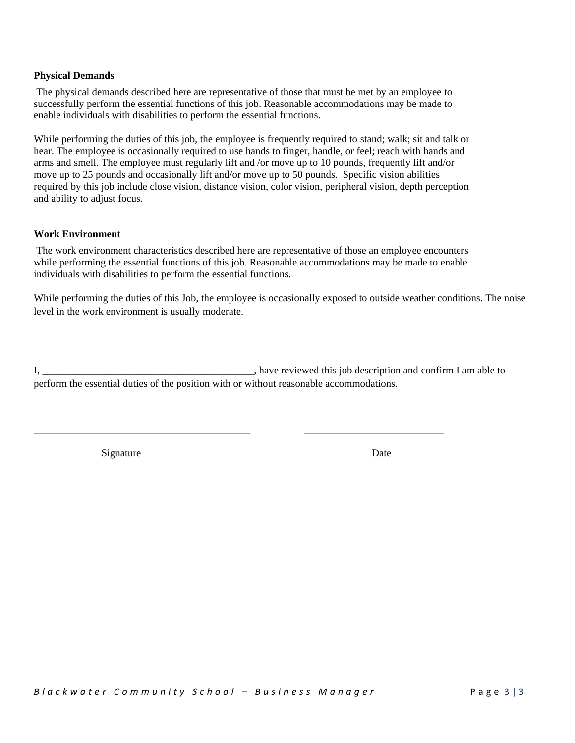**Physical Demands**

The physical demands described here are representative of those that must be met by an employee to successfully perform the essential functions of this job. Reasonable accommodations may be made to enable individuals with disabilities to perform the essential functions.

While performing the duties of this job, the employee is frequently required to stand; walk; sit and talk or hear. The employee is occasionally required to use hands to finger, handle, or feel; reach with hands and arms and smell. The employee must regularly lift and /or move up to 10 pounds, frequently lift and/or move up to 25 pounds and occasionally lift and/or move up to 50 pounds. Specific vision abilities required by this job include close vision, distance vision, color vision, peripheral vision, depth perception and ability to adjust focus.

**Work Environment**

The work environment characteristics described here are representative of those an employee encounters while performing the essential functions of this job. Reasonable accommodations may be made to enable individuals with disabilities to perform the essential functions.

While performing the duties of this Job, the employee is occasionally exposed to outside weather conditions. The noise level in the work environment is usually moderate.

I, _________________________________________, have reviewed this job description and confirm I am able to perform the essential duties of the position with or without reasonable accommodations.

__________________________________________ ___________________________

Signature Date